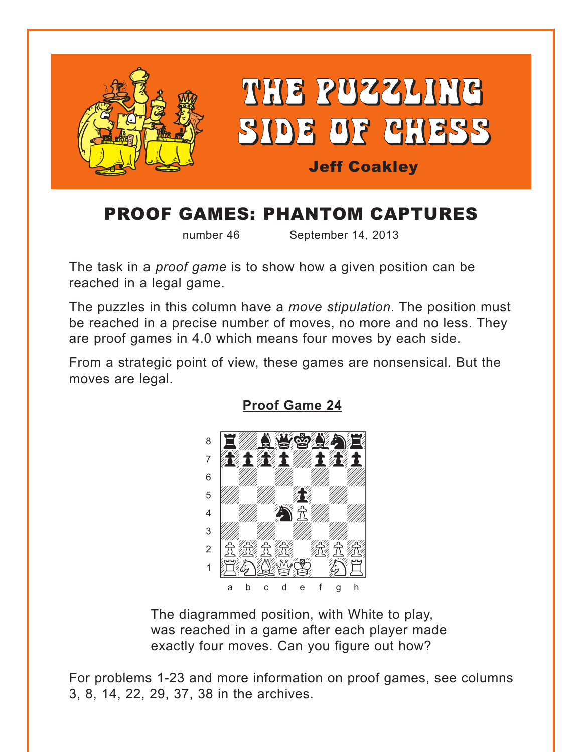# THE PUZZLING SIDE OF CHESS

**Jeff Coakley**

## PROOF GAMES: PHANTOM CAPTURES

number 46 September 14, 2013

The task in a *proof game* is to show how a given position can be reached in a legal game.

The puzzles in this column have a *move stipulation*. The position must be reached in a precise number of moves, no more and no less. They are proof games in 4.0 which means four moves by each side.

From a strategic point of view, these games are nonsensical. But the moves are legal.

### Proof Game 24

The diagrammed position, with White to play, was reached in a game after each player made exactly four moves. Can you figure out how?

For problems 1-23 and more information on proof games, see columns 3, 8, 14, 22, 29, 37, 38 in the archives.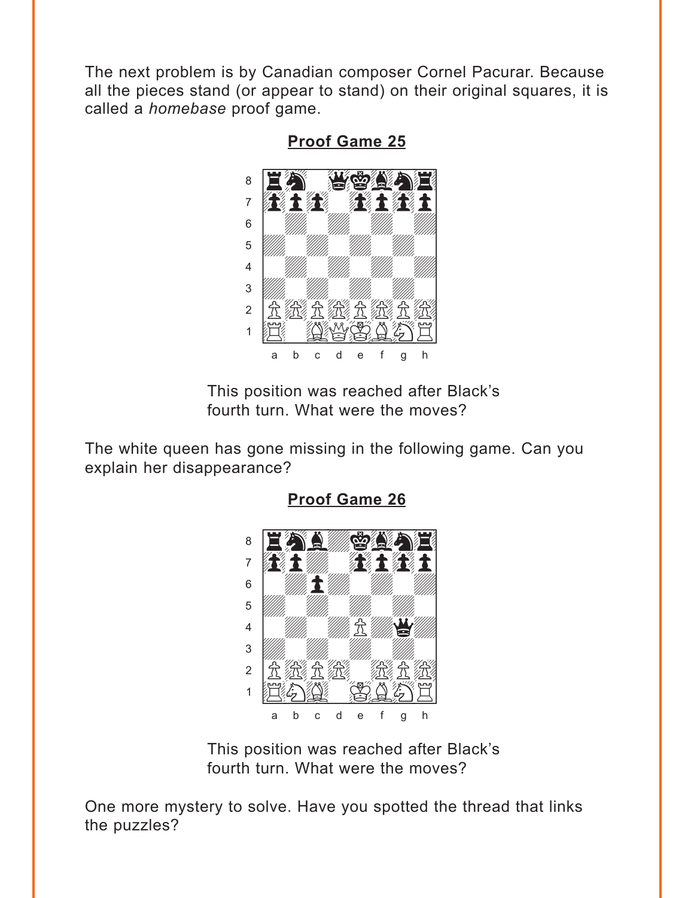The next problem is by Canadian composer Cornel Pacurar. Because all the pieces stand (or appear to stand) on their original squares, it is called a *homebase* proof game.

**Proof Game 25**

This position was reached after Black's fourth turn. What were the moves?

The white queen has gone missing in the following game. Can you explain her disappearance?

**Proof Game 26**

This position was reached after Black's fourth turn. What were the moves?

One more mystery to solve. Have you spotted the thread that links the puzzles?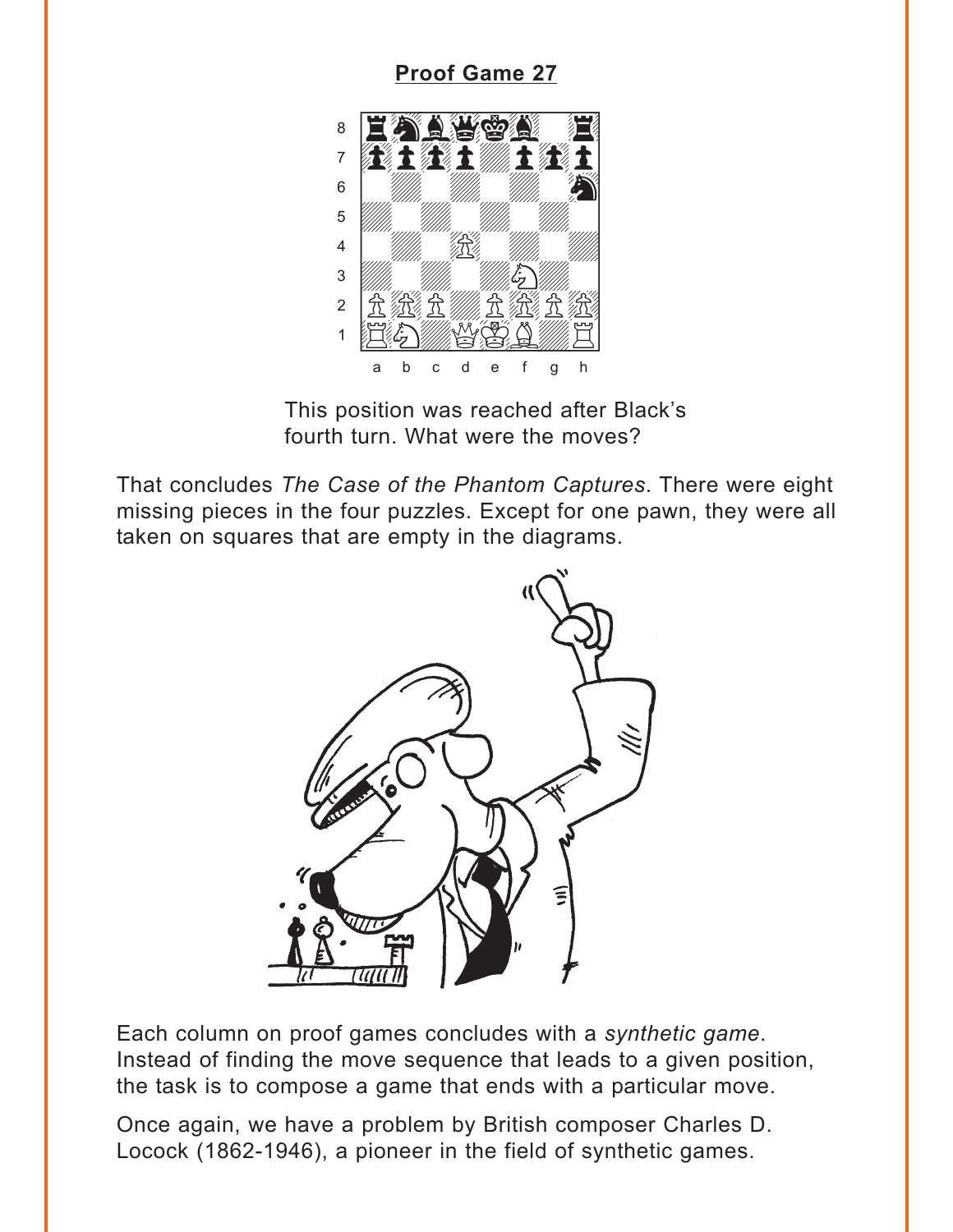## Proof Game 27

This position was reached after Black's fourth turn. What were the moves?

That concludes *The Case of the Phantom Captures*. There were eight missing pieces in the four puzzles. Except for one pawn, they were all taken on squares that are empty in the diagrams.

Each column on proof games concludes with a *synthetic game*. Instead of finding the move sequence that leads to a given position, the task is to compose a game that ends with a particular move.

Once again, we have a problem by British composer Charles D. Locock (1862-1946), a pioneer in the field of synthetic games.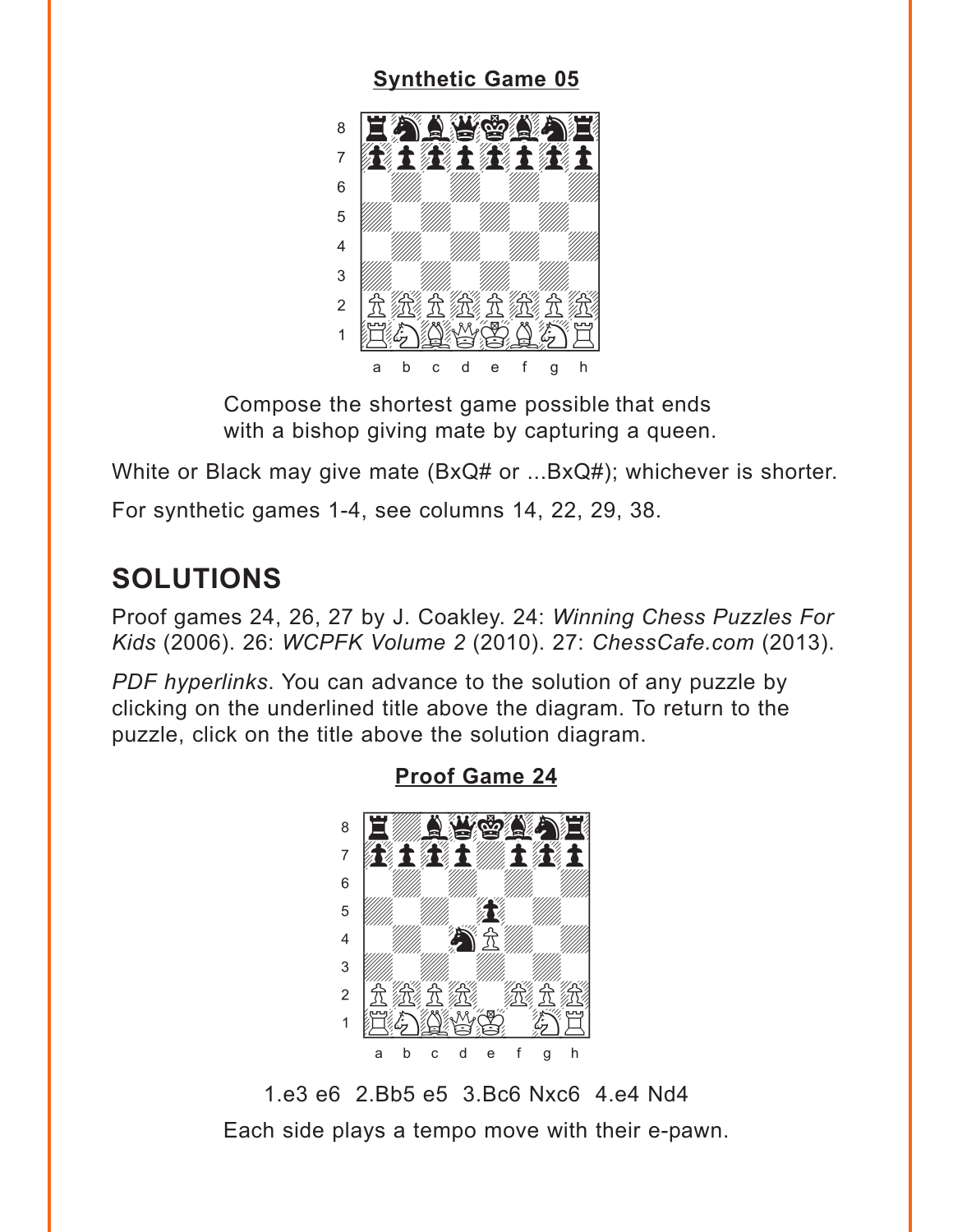**Synthetic Game 05**

Compose the shortest game possible that ends with a bishop giving mate by capturing a queen.

White or Black may give mate (BxQ# or ...BxQ#); whichever is shorter.

For synthetic games 1-4, see columns 14, 22, 29, 38.

## SOLUTIONS

Proof games 24, 26, 27 by J. Coakley. 24: *Winning Chess Puzzles For Kids* (2006). 26: *WCPFK Volume 2* (2010). 27: *ChessCafe.com* (2013).

*PDF hyperlinks*. You can advance to the solution of any puzzle by clicking on the underlined title above the diagram. To return to the puzzle, click on the title above the solution diagram.

**Proof Game 24**

1.e3 e6 2.Bb5 e5 3.Bc6 Nxc6 4.e4 Nd4

Each side plays a tempo move with their e-pawn.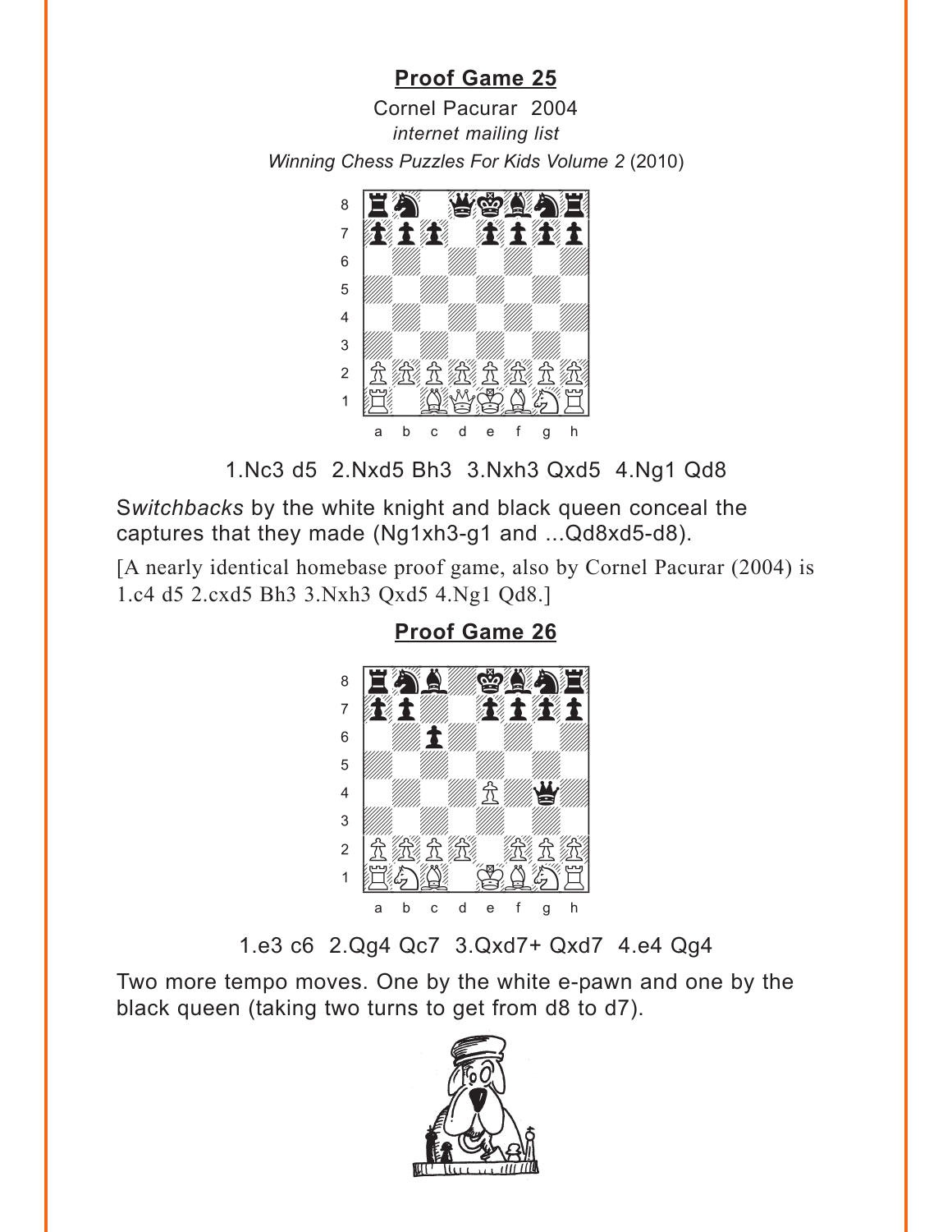## Proof Game 25

Cornel Pacurar 2004

*internet mailing list*

*Winning Chess Puzzles For Kids Volume 2* (2010)

1.Nc3 d5 2.Nxd5 Bh3 3.Nxh3 Qxd5 4.Ng1 Qd8

S*witchbacks* by the white knight and black queen conceal the captures that they made (Ng1xh3-g1 and ...Qd8xd5-d8).

[A nearly identical homebase proof game, also by Cornel Pacurar (2004) is 1.c4 d5 2.cxd5 Bh3 3.Nxh3 Qxd5 4.Ng1 Qd8.]

## Proof Game 26

1.e3 c6 2.Qg4 Qc7 3.Qxd7+ Qxd7 4.e4 Qg4

Two more tempo moves. One by the white e-pawn and one by the black queen (taking two turns to get from d8 to d7).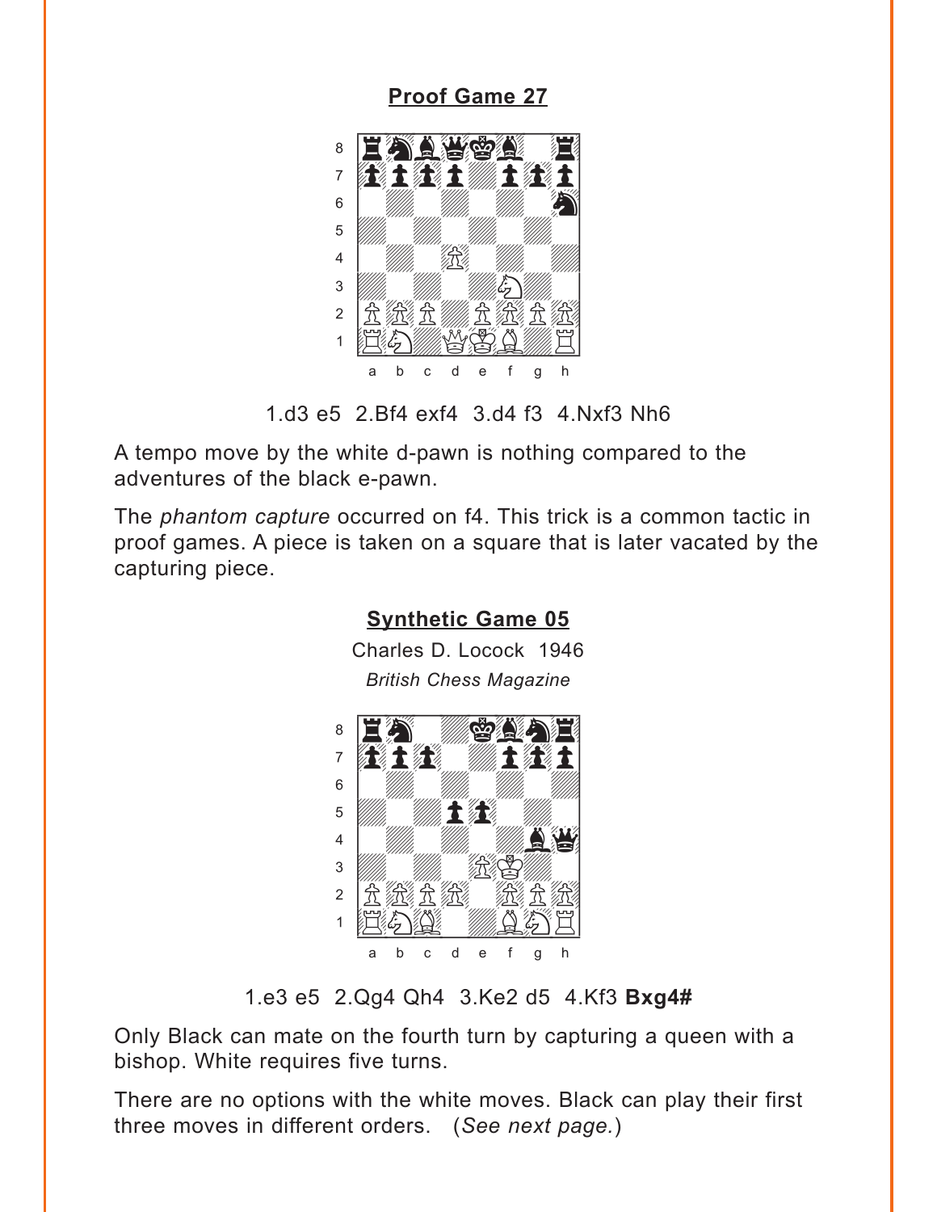## Proof Game 27

1.d3 e5 2.Bf4 exf4 3.d4 f3 4.Nxf3 Nh6

A tempo move by the white d-pawn is nothing compared to the adventures of the black e-pawn.

The *phantom capture* occurred on f4. This trick is a common tactic in proof games. A piece is taken on a square that is later vacated by the capturing piece.

## Synthetic Game 05

Charles D. Locock 1946

*British Chess Magazine*

1.e3 e5 2.Qg4 Qh4 3.Ke2 d5 4.Kf3 **Bxg4#**

Only Black can mate on the fourth turn by capturing a queen with a bishop. White requires five turns.

There are no options with the white moves. Black can play their first three moves in different orders. (*See next page.*)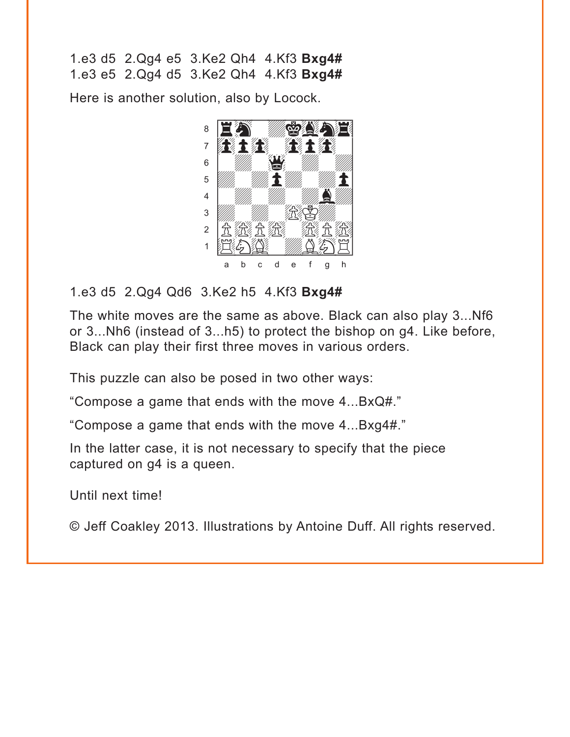1.e3 d5  2.Qg4 e5  3.Ke2 Qh4  4.Kf3 **Bxg4#**
1.e3 e5  2.Qg4 d5  3.Ke2 Qh4  4.Kf3 **Bxg4#**

Here is another solution, also by Locock.

1.e3 d5  2.Qg4 Qd6  3.Ke2 h5  4.Kf3 **Bxg4#**

The white moves are the same as above. Black can also play 3...Nf6 or 3...Nh6 (instead of 3...h5) to protect the bishop on g4. Like before, Black can play their first three moves in various orders.

This puzzle can also be posed in two other ways:

“Compose a game that ends with the move 4...BxQ#.”

“Compose a game that ends with the move 4...Bxg4#.”

In the latter case, it is not necessary to specify that the piece captured on g4 is a queen.

Until next time!

© Jeff Coakley 2013. Illustrations by Antoine Duff. All rights reserved.